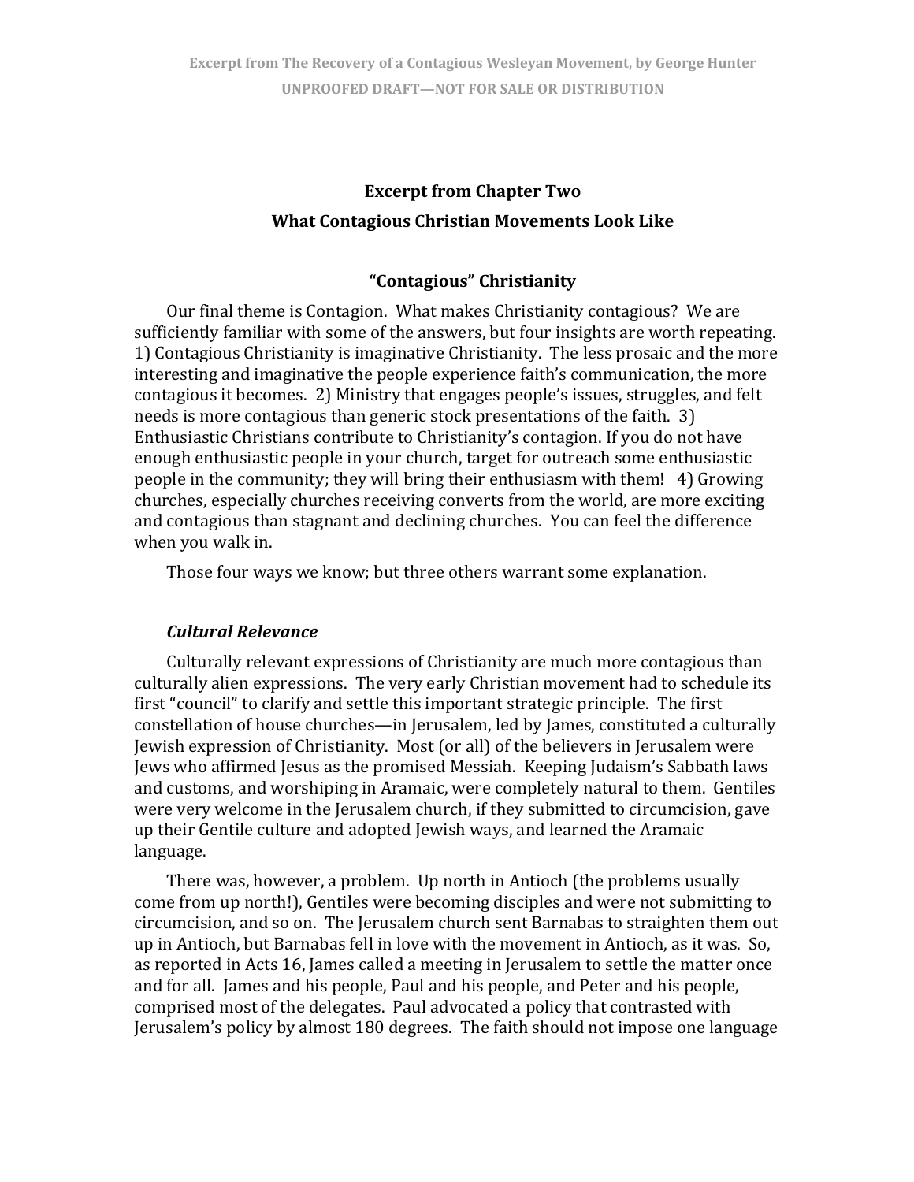## Excerpt from Chapter Two

## What Contagious Christian Movements Look Like

### "Contagious" Christianity

Our final theme is Contagion. What makes Christianity contagious? We are sufficiently familiar with some of the answers, but four insights are worth repeating. 1) Contagious Christianity is imaginative Christianity. The less prosaic and the more interesting and imaginative the people experience faith's communication, the more contagious it becomes. 2) Ministry that engages people's issues, struggles, and felt needs is more contagious than generic stock presentations of the faith. 3) Enthusiastic Christians contribute to Christianity's contagion. If you do not have enough enthusiastic people in your church, target for outreach some enthusiastic people in the community; they will bring their enthusiasm with them! 4) Growing churches, especially churches receiving converts from the world, are more exciting and contagious than stagnant and declining churches. You can feel the difference when you walk in.

Those four ways we know; but three others warrant some explanation.

#### ***Cultural Relevance***

Culturally relevant expressions of Christianity are much more contagious than culturally alien expressions. The very early Christian movement had to schedule its first "council" to clarify and settle this important strategic principle. The first constellation of house churches—in Jerusalem, led by James, constituted a culturally Jewish expression of Christianity. Most (or all) of the believers in Jerusalem were Jews who affirmed Jesus as the promised Messiah. Keeping Judaism's Sabbath laws and customs, and worshiping in Aramaic, were completely natural to them. Gentiles were very welcome in the Jerusalem church, if they submitted to circumcision, gave up their Gentile culture and adopted Jewish ways, and learned the Aramaic language.

There was, however, a problem. Up north in Antioch (the problems usually come from up north!), Gentiles were becoming disciples and were not submitting to circumcision, and so on. The Jerusalem church sent Barnabas to straighten them out up in Antioch, but Barnabas fell in love with the movement in Antioch, as it was. So, as reported in Acts 16, James called a meeting in Jerusalem to settle the matter once and for all. James and his people, Paul and his people, and Peter and his people, comprised most of the delegates. Paul advocated a policy that contrasted with Jerusalem's policy by almost 180 degrees. The faith should not impose one language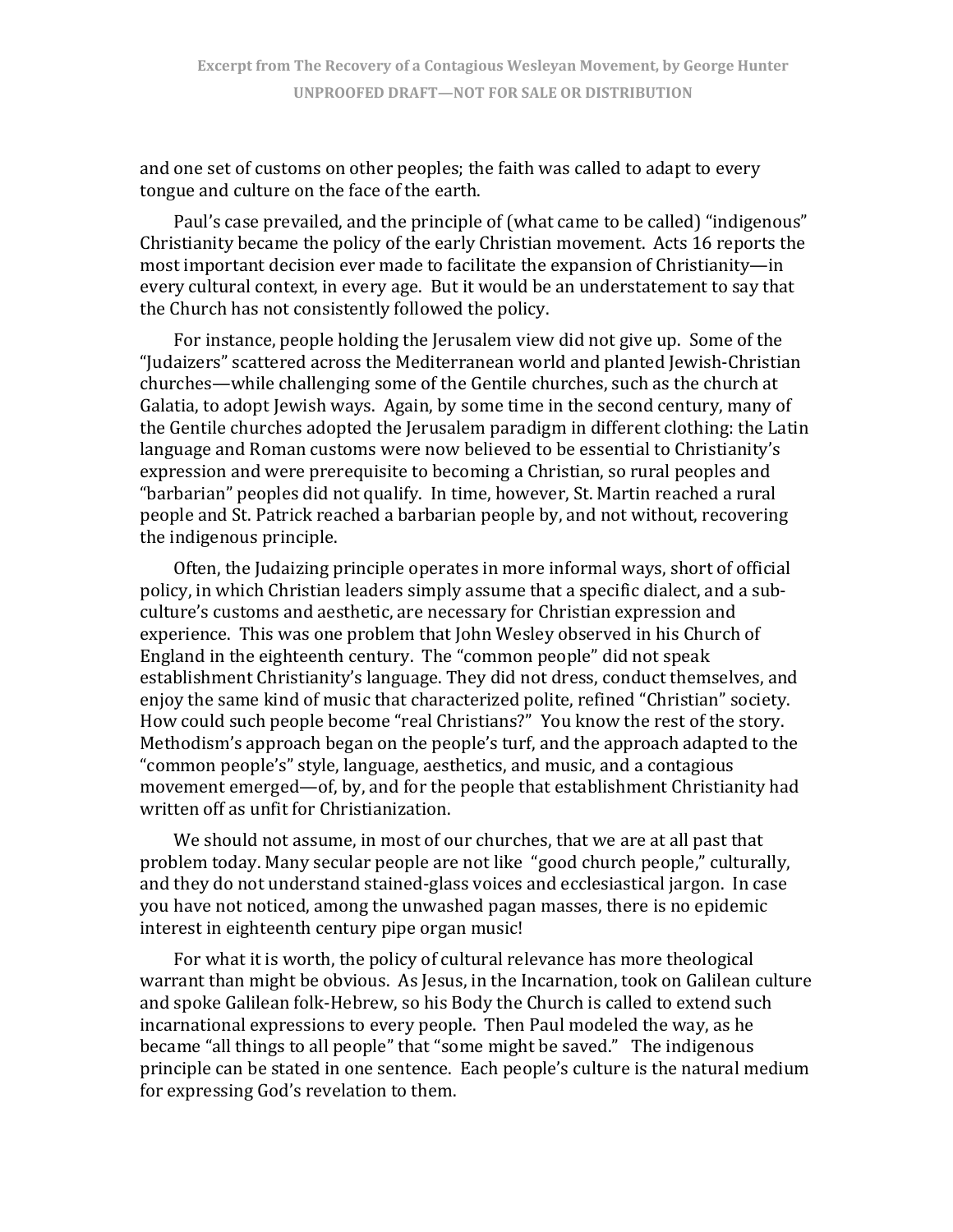and one set of customs on other peoples; the faith was called to adapt to every tongue and culture on the face of the earth.

Paul's case prevailed, and the principle of (what came to be called) "indigenous" Christianity became the policy of the early Christian movement. Acts 16 reports the most important decision ever made to facilitate the expansion of Christianity—in every cultural context, in every age. But it would be an understatement to say that the Church has not consistently followed the policy.

For instance, people holding the Jerusalem view did not give up. Some of the "Judaizers" scattered across the Mediterranean world and planted Jewish-Christian churches—while challenging some of the Gentile churches, such as the church at Galatia, to adopt Jewish ways. Again, by some time in the second century, many of the Gentile churches adopted the Jerusalem paradigm in different clothing: the Latin language and Roman customs were now believed to be essential to Christianity's expression and were prerequisite to becoming a Christian, so rural peoples and "barbarian" peoples did not qualify. In time, however, St. Martin reached a rural people and St. Patrick reached a barbarian people by, and not without, recovering the indigenous principle.

Often, the Judaizing principle operates in more informal ways, short of official policy, in which Christian leaders simply assume that a specific dialect, and a sub-culture's customs and aesthetic, are necessary for Christian expression and experience. This was one problem that John Wesley observed in his Church of England in the eighteenth century. The "common people" did not speak establishment Christianity's language. They did not dress, conduct themselves, and enjoy the same kind of music that characterized polite, refined "Christian" society. How could such people become "real Christians?" You know the rest of the story. Methodism's approach began on the people's turf, and the approach adapted to the "common people's" style, language, aesthetics, and music, and a contagious movement emerged—of, by, and for the people that establishment Christianity had written off as unfit for Christianization.

We should not assume, in most of our churches, that we are at all past that problem today. Many secular people are not like "good church people," culturally, and they do not understand stained-glass voices and ecclesiastical jargon. In case you have not noticed, among the unwashed pagan masses, there is no epidemic interest in eighteenth century pipe organ music!

For what it is worth, the policy of cultural relevance has more theological warrant than might be obvious. As Jesus, in the Incarnation, took on Galilean culture and spoke Galilean folk-Hebrew, so his Body the Church is called to extend such incarnational expressions to every people. Then Paul modeled the way, as he became "all things to all people" that "some might be saved." The indigenous principle can be stated in one sentence. Each people's culture is the natural medium for expressing God's revelation to them.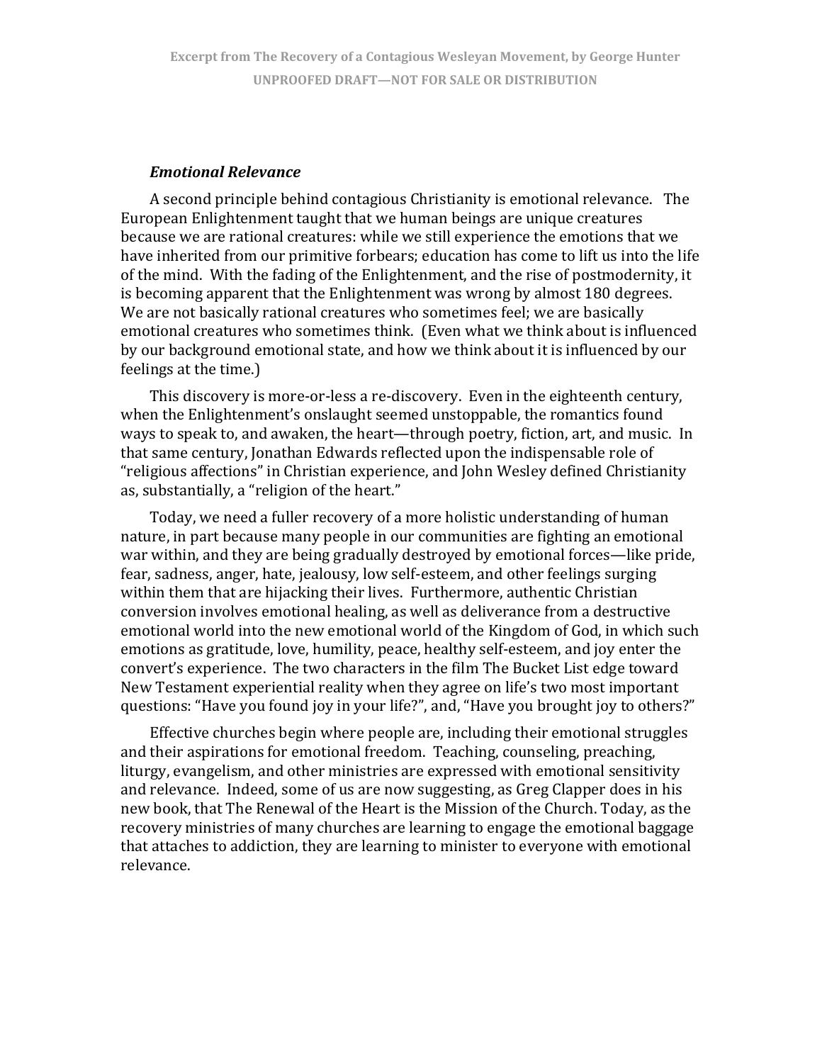### *Emotional Relevance*

A second principle behind contagious Christianity is emotional relevance. The European Enlightenment taught that we human beings are unique creatures because we are rational creatures: while we still experience the emotions that we have inherited from our primitive forbears; education has come to lift us into the life of the mind. With the fading of the Enlightenment, and the rise of postmodernity, it is becoming apparent that the Enlightenment was wrong by almost 180 degrees. We are not basically rational creatures who sometimes feel; we are basically emotional creatures who sometimes think. (Even what we think about is influenced by our background emotional state, and how we think about it is influenced by our feelings at the time.)

This discovery is more-or-less a re-discovery. Even in the eighteenth century, when the Enlightenment's onslaught seemed unstoppable, the romantics found ways to speak to, and awaken, the heart—through poetry, fiction, art, and music. In that same century, Jonathan Edwards reflected upon the indispensable role of "religious affections" in Christian experience, and John Wesley defined Christianity as, substantially, a "religion of the heart."

Today, we need a fuller recovery of a more holistic understanding of human nature, in part because many people in our communities are fighting an emotional war within, and they are being gradually destroyed by emotional forces—like pride, fear, sadness, anger, hate, jealousy, low self-esteem, and other feelings surging within them that are hijacking their lives. Furthermore, authentic Christian conversion involves emotional healing, as well as deliverance from a destructive emotional world into the new emotional world of the Kingdom of God, in which such emotions as gratitude, love, humility, peace, healthy self-esteem, and joy enter the convert's experience. The two characters in the film The Bucket List edge toward New Testament experiential reality when they agree on life's two most important questions: "Have you found joy in your life?", and, "Have you brought joy to others?"

Effective churches begin where people are, including their emotional struggles and their aspirations for emotional freedom. Teaching, counseling, preaching, liturgy, evangelism, and other ministries are expressed with emotional sensitivity and relevance. Indeed, some of us are now suggesting, as Greg Clapper does in his new book, that The Renewal of the Heart is the Mission of the Church. Today, as the recovery ministries of many churches are learning to engage the emotional baggage that attaches to addiction, they are learning to minister to everyone with emotional relevance.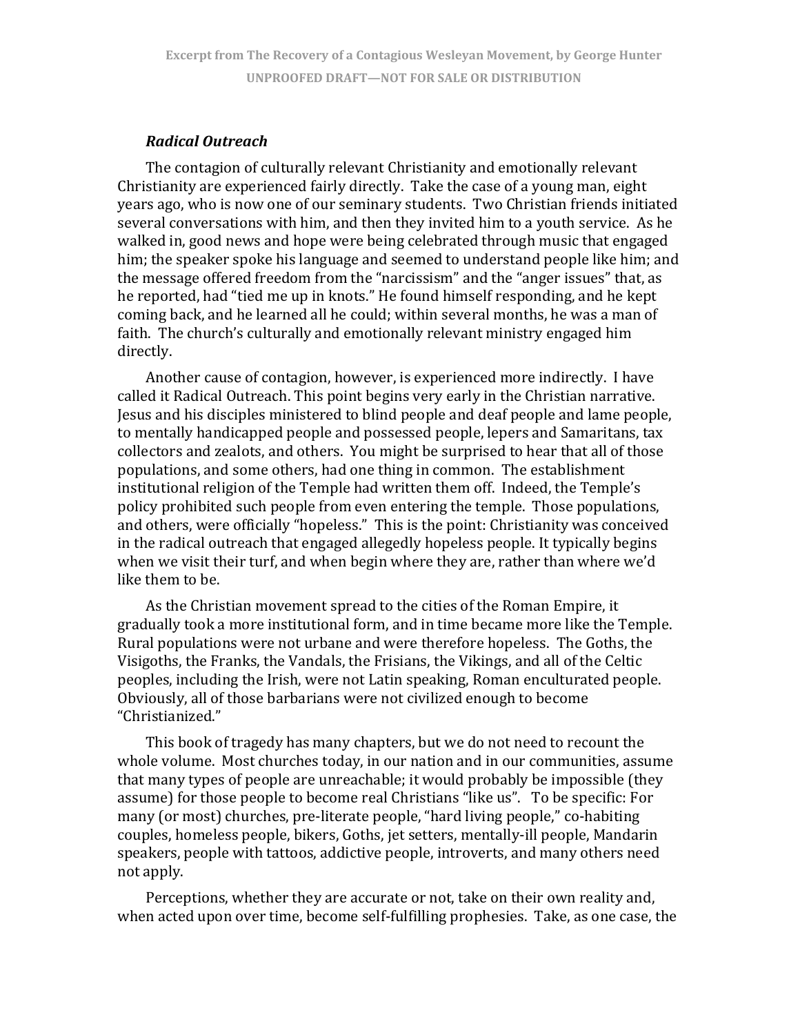### *Radical Outreach*

The contagion of culturally relevant Christianity and emotionally relevant Christianity are experienced fairly directly. Take the case of a young man, eight years ago, who is now one of our seminary students. Two Christian friends initiated several conversations with him, and then they invited him to a youth service. As he walked in, good news and hope were being celebrated through music that engaged him; the speaker spoke his language and seemed to understand people like him; and the message offered freedom from the "narcissism" and the "anger issues" that, as he reported, had "tied me up in knots." He found himself responding, and he kept coming back, and he learned all he could; within several months, he was a man of faith. The church's culturally and emotionally relevant ministry engaged him directly.

Another cause of contagion, however, is experienced more indirectly. I have called it Radical Outreach. This point begins very early in the Christian narrative. Jesus and his disciples ministered to blind people and deaf people and lame people, to mentally handicapped people and possessed people, lepers and Samaritans, tax collectors and zealots, and others. You might be surprised to hear that all of those populations, and some others, had one thing in common. The establishment institutional religion of the Temple had written them off. Indeed, the Temple's policy prohibited such people from even entering the temple. Those populations, and others, were officially "hopeless." This is the point: Christianity was conceived in the radical outreach that engaged allegedly hopeless people. It typically begins when we visit their turf, and when begin where they are, rather than where we'd like them to be.

As the Christian movement spread to the cities of the Roman Empire, it gradually took a more institutional form, and in time became more like the Temple. Rural populations were not urbane and were therefore hopeless. The Goths, the Visigoths, the Franks, the Vandals, the Frisians, the Vikings, and all of the Celtic peoples, including the Irish, were not Latin speaking, Roman enculturated people. Obviously, all of those barbarians were not civilized enough to become "Christianized."

This book of tragedy has many chapters, but we do not need to recount the whole volume. Most churches today, in our nation and in our communities, assume that many types of people are unreachable; it would probably be impossible (they assume) for those people to become real Christians "like us". To be specific: For many (or most) churches, pre-literate people, "hard living people," co-habiting couples, homeless people, bikers, Goths, jet setters, mentally-ill people, Mandarin speakers, people with tattoos, addictive people, introverts, and many others need not apply.

Perceptions, whether they are accurate or not, take on their own reality and, when acted upon over time, become self-fulfilling prophesies. Take, as one case, the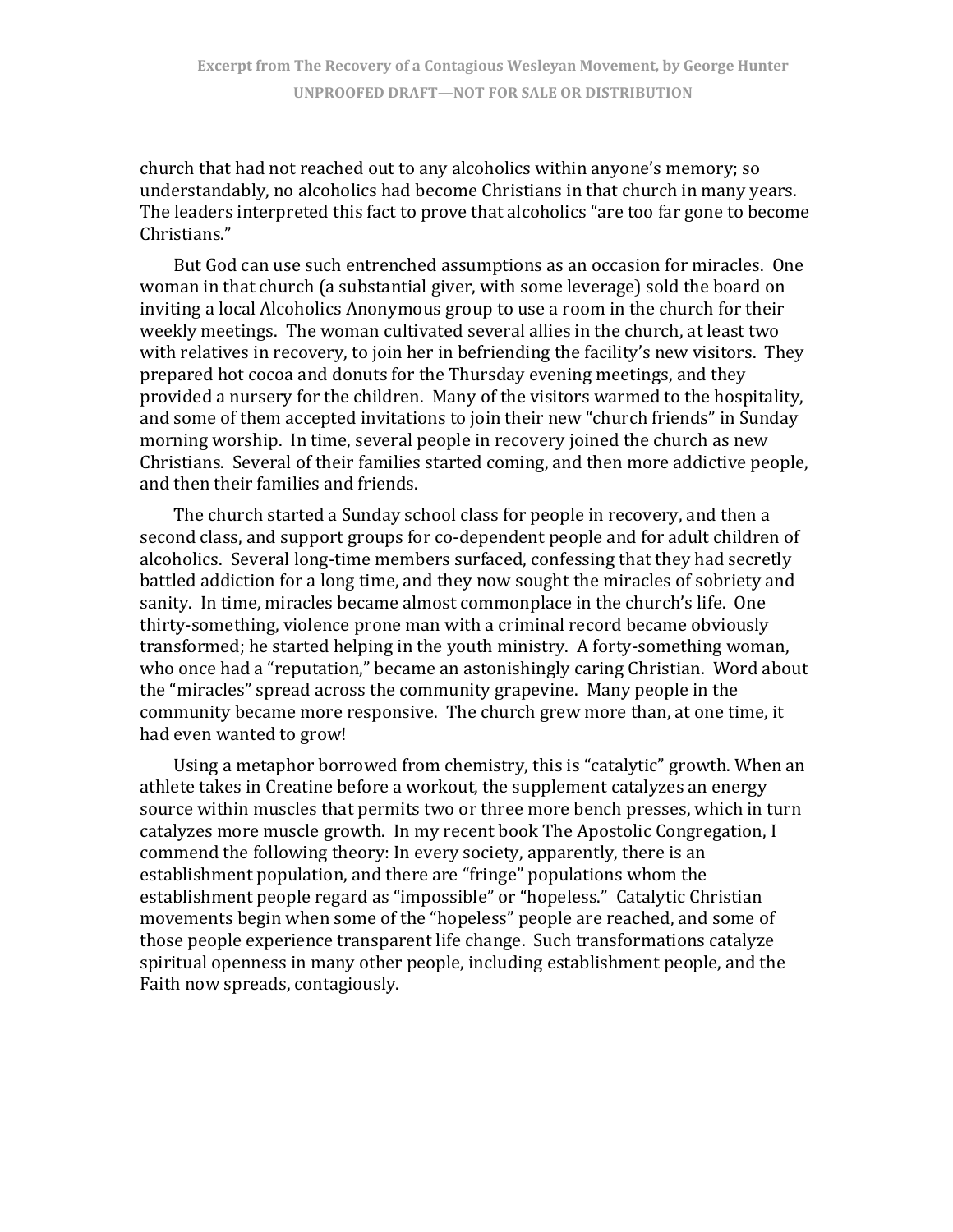church that had not reached out to any alcoholics within anyone's memory; so understandably, no alcoholics had become Christians in that church in many years. The leaders interpreted this fact to prove that alcoholics "are too far gone to become Christians."

But God can use such entrenched assumptions as an occasion for miracles. One woman in that church (a substantial giver, with some leverage) sold the board on inviting a local Alcoholics Anonymous group to use a room in the church for their weekly meetings. The woman cultivated several allies in the church, at least two with relatives in recovery, to join her in befriending the facility's new visitors. They prepared hot cocoa and donuts for the Thursday evening meetings, and they provided a nursery for the children. Many of the visitors warmed to the hospitality, and some of them accepted invitations to join their new "church friends" in Sunday morning worship. In time, several people in recovery joined the church as new Christians. Several of their families started coming, and then more addictive people, and then their families and friends.

The church started a Sunday school class for people in recovery, and then a second class, and support groups for co-dependent people and for adult children of alcoholics. Several long-time members surfaced, confessing that they had secretly battled addiction for a long time, and they now sought the miracles of sobriety and sanity. In time, miracles became almost commonplace in the church's life. One thirty-something, violence prone man with a criminal record became obviously transformed; he started helping in the youth ministry. A forty-something woman, who once had a "reputation," became an astonishingly caring Christian. Word about the "miracles" spread across the community grapevine. Many people in the community became more responsive. The church grew more than, at one time, it had even wanted to grow!

Using a metaphor borrowed from chemistry, this is "catalytic" growth. When an athlete takes in Creatine before a workout, the supplement catalyzes an energy source within muscles that permits two or three more bench presses, which in turn catalyzes more muscle growth. In my recent book The Apostolic Congregation, I commend the following theory: In every society, apparently, there is an establishment population, and there are "fringe" populations whom the establishment people regard as "impossible" or "hopeless." Catalytic Christian movements begin when some of the "hopeless" people are reached, and some of those people experience transparent life change. Such transformations catalyze spiritual openness in many other people, including establishment people, and the Faith now spreads, contagiously.